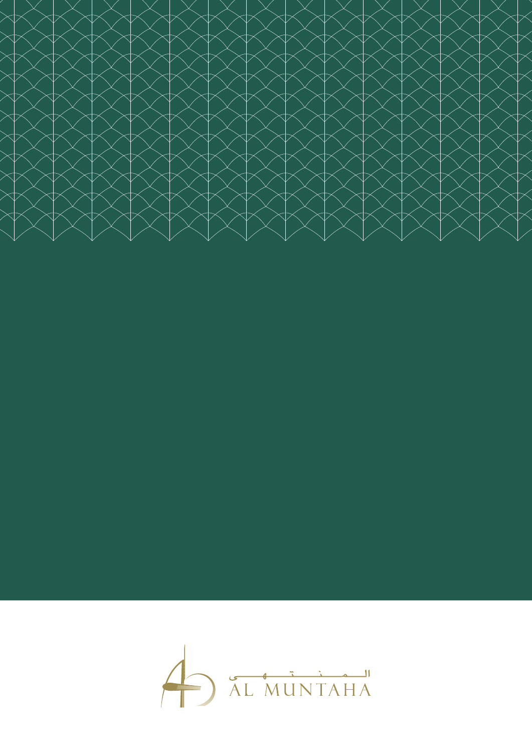المنتهى

AL MUNTAHA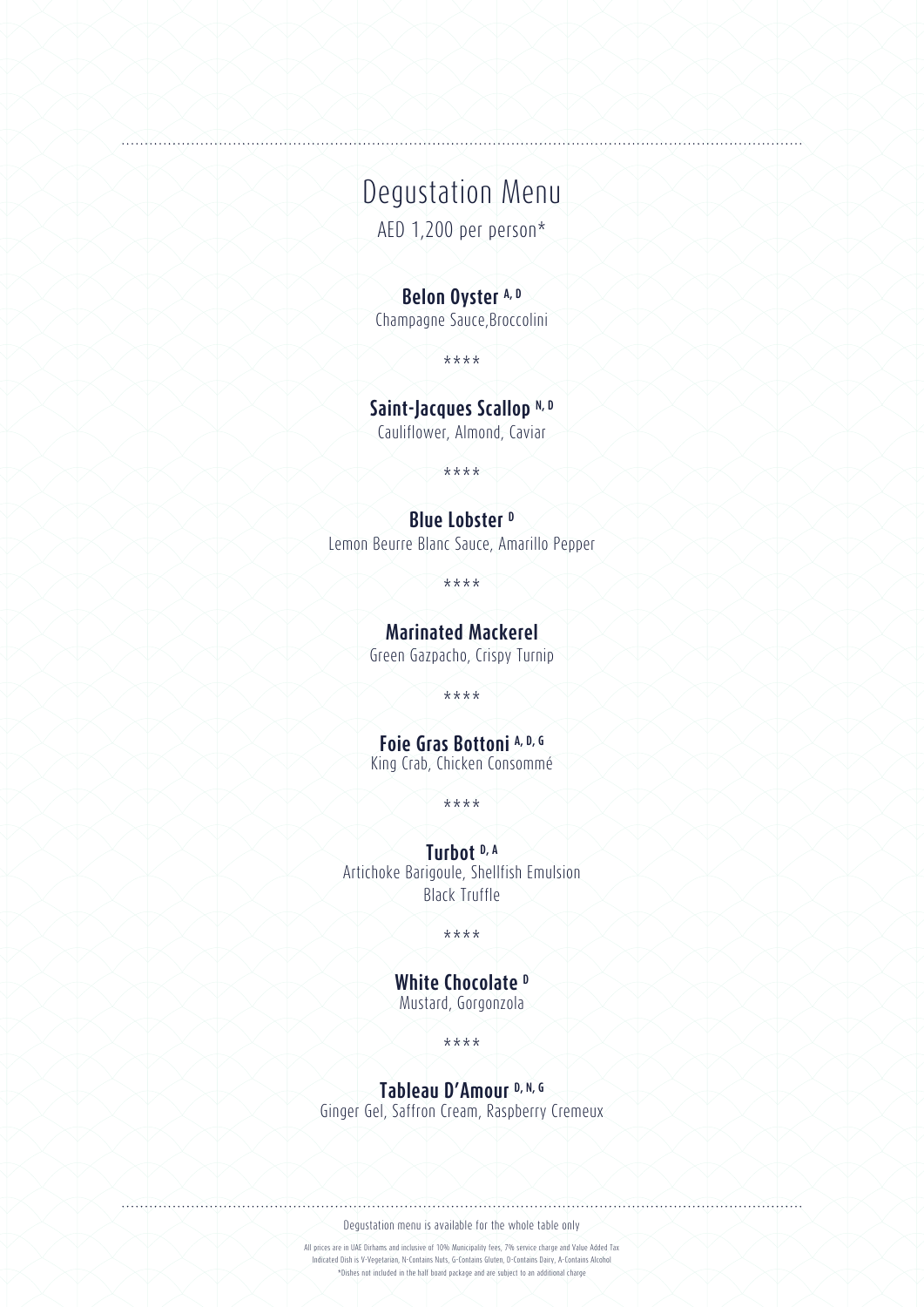# Degustation Menu

AED 1,200 per person*

**Belon Oyster** A, D
Champagne Sauce,Broccolini

****

**Saint-Jacques Scallop** N, D
Cauliflower, Almond, Caviar

****

**Blue Lobster** D
Lemon Beurre Blanc Sauce, Amarillo Pepper

****

**Marinated Mackerel**
Green Gazpacho, Crispy Turnip

****

**Foie Gras Bottoni** A, D, G
King Crab, Chicken Consommé

****

**Turbot** D, A
Artichoke Barigoule, Shellfish Emulsion
Black Truffle

****

**White Chocolate** D
Mustard, Gorgonzola

****

**Tableau D'Amour** D, N, G
Ginger Gel, Saffron Cream, Raspberry Cremeux

Degustation menu is available for the whole table only

All prices are in UAE Dirhams and inclusive of 10% Municipality fees, 7% service charge and Value Added Tax
Indicated Dish is V-Vegetarian, N-Contains Nuts, G-Contains Gluten, D-Contains Dairy, A-Contains Alcohol
*Dishes not included in the half board package and are subject to an additional charge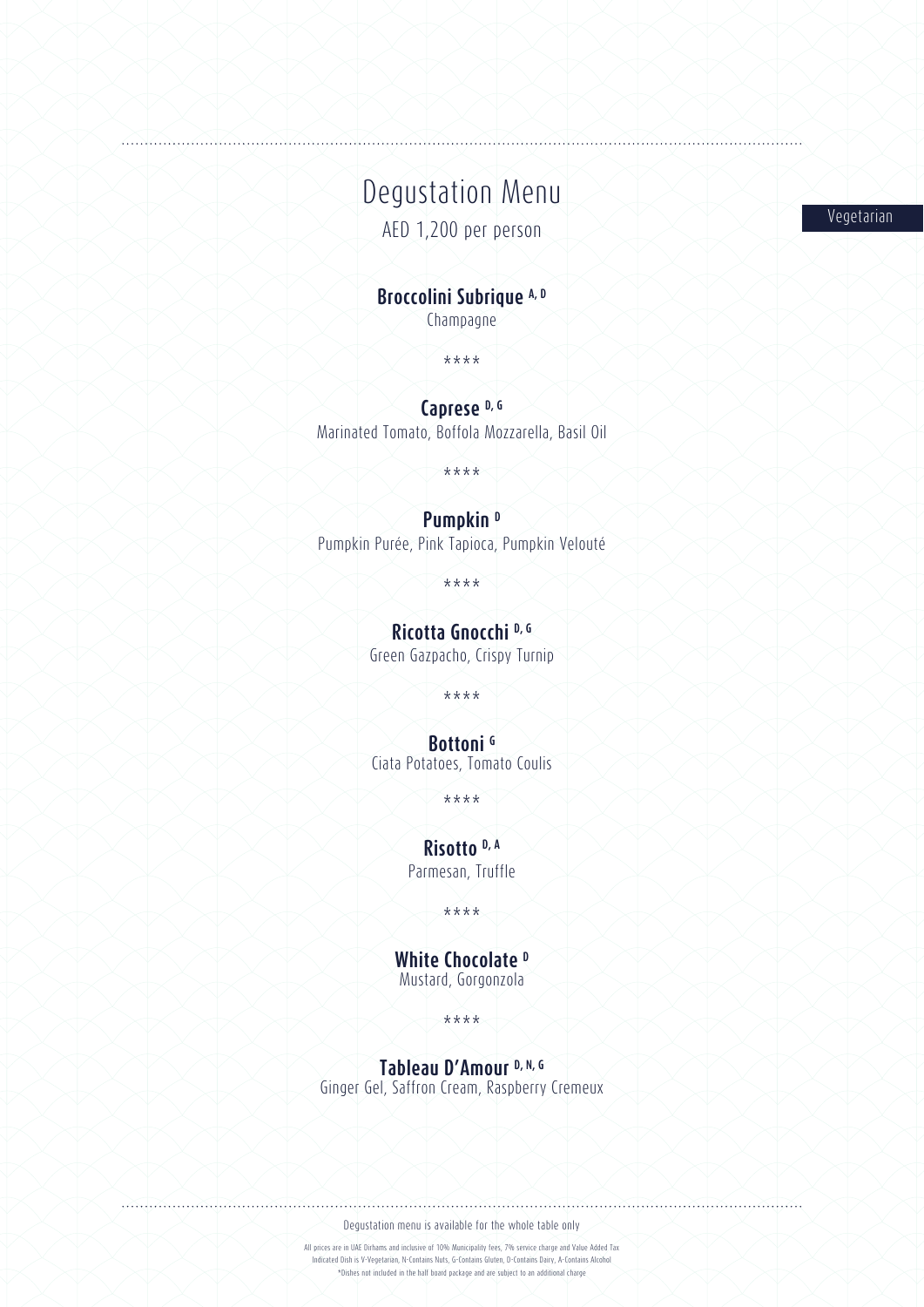Vegetarian

# Degustation Menu

AED 1,200 per person

**Broccolini Subrique** A, D
Champagne

****

**Caprese** D, G
Marinated Tomato, Boffola Mozzarella, Basil Oil

****

**Pumpkin** D
Pumpkin Purée, Pink Tapioca, Pumpkin Velouté

****

**Ricotta Gnocchi** D, G
Green Gazpacho, Crispy Turnip

****

**Bottoni** G
Ciata Potatoes, Tomato Coulis

****

**Risotto** D, A
Parmesan, Truffle

****

**White Chocolate** D
Mustard, Gorgonzola

****

**Tableau D'Amour** D, N, G
Ginger Gel, Saffron Cream, Raspberry Cremeux

Degustation menu is available for the whole table only

All prices are in UAE Dirhams and inclusive of 10% Municipality fees, 7% service charge and Value Added Tax
Indicated Dish is V-Vegetarian, N-Contains Nuts, G-Contains Gluten, D-Contains Dairy, A-Contains Alcohol
*Dishes not included in the half board package and are subject to an additional charge